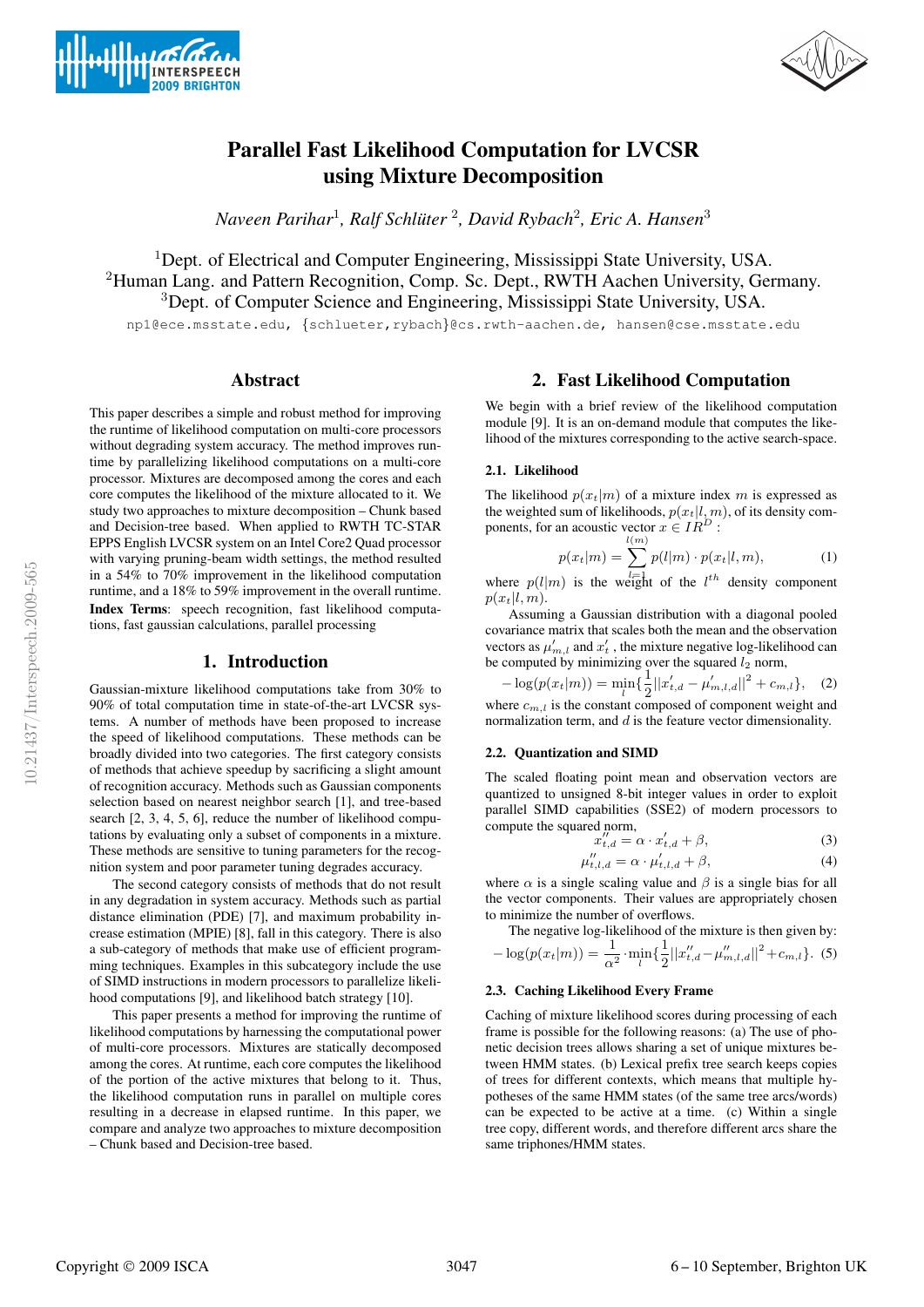# Parallel Fast Likelihood Computation for LVCSR using Mixture Decomposition

*Naveen Parihar[1], Ralf Schlüter[2], David Rybach[2], Eric A. Hansen[3]*

[1]Dept. of Electrical and Computer Engineering, Mississippi State University, USA.
[2]Human Lang. and Pattern Recognition, Comp. Sc. Dept., RWTH Aachen University, Germany.
[3]Dept. of Computer Science and Engineering, Mississippi State University, USA.

np1@ece.msstate.edu, {schlueter,rybach}@cs.rwth-aachen.de, hansen@cse.msstate.edu

## Abstract

This paper describes a simple and robust method for improving the runtime of likelihood computation on multi-core processors without degrading system accuracy. The method improves runtime by parallelizing likelihood computations on a multi-core processor. Mixtures are decomposed among the cores and each core computes the likelihood of the mixture allocated to it. We study two approaches to mixture decomposition – Chunk based and Decision-tree based. When applied to RWTH TC-STAR EPPS English LVCSR system on an Intel Core2 Quad processor with varying pruning-beam width settings, the method resulted in a 54% to 70% improvement in the likelihood computation runtime, and a 18% to 59% improvement in the overall runtime.

**Index Terms**: speech recognition, fast likelihood computations, fast gaussian calculations, parallel processing

## 1. Introduction

Gaussian-mixture likelihood computations take from 30% to 90% of total computation time in state-of-the-art LVCSR systems. A number of methods have been proposed to increase the speed of likelihood computations. These methods can be broadly divided into two categories. The first category consists of methods that achieve speedup by sacrificing a slight amount of recognition accuracy. Methods such as Gaussian components selection based on nearest neighbor search [1], and tree-based search [2, 3, 4, 5, 6], reduce the number of likelihood computations by evaluating only a subset of components in a mixture. These methods are sensitive to tuning parameters for the recognition system and poor parameter tuning degrades accuracy.

The second category consists of methods that do not result in any degradation in system accuracy. Methods such as partial distance elimination (PDE) [7], and maximum probability increase estimation (MPIE) [8], fall in this category. There is also a sub-category of methods that make use of efficient programming techniques. Examples in this subcategory include the use of SIMD instructions in modern processors to parallelize likelihood computations [9], and likelihood batch strategy [10].

This paper presents a method for improving the runtime of likelihood computations by harnessing the computational power of multi-core processors. Mixtures are statically decomposed among the cores. At runtime, each core computes the likelihood of the portion of the active mixtures that belong to it. Thus, the likelihood computation runs in parallel on multiple cores resulting in a decrease in elapsed runtime. In this paper, we compare and analyze two approaches to mixture decomposition – Chunk based and Decision-tree based.

## 2. Fast Likelihood Computation

We begin with a brief review of the likelihood computation module [9]. It is an on-demand module that computes the likelihood of the mixtures corresponding to the active search-space.

### 2.1. Likelihood

The likelihood $p(x_t|m)$ of a mixture index $m$ is expressed as the weighted sum of likelihoods, $p(x_t|l,m)$, of its density components, for an acoustic vector $x \in IR^D$ :

$$p(x_t|m) = \sum_{l=1}^{l(m)} p(l|m) \cdot p(x_t|l,m), \tag{1}$$

where $p(l|m)$ is the weight of the $l^{th}$ density component $p(x_t|l,m)$.

Assuming a Gaussian distribution with a diagonal pooled covariance matrix that scales both the mean and the observation vectors as $\mu'_{m,l}$ and $x'_t$ , the mixture negative log-likelihood can be computed by minimizing over the squared $l_2$ norm,

$$-\log(p(x_t|m)) = \min_l \{\frac{1}{2}||x'_{t,d} - \mu'_{m,l,d}||^2 + c_{m,l}\}, \tag{2}$$

where $c_{m,l}$ is the constant composed of component weight and normalization term, and $d$ is the feature vector dimensionality.

### 2.2. Quantization and SIMD

The scaled floating point mean and observation vectors are quantized to unsigned 8-bit integer values in order to exploit parallel SIMD capabilities (SSE2) of modern processors to compute the squared norm,

$$x''_{t,d} = \alpha \cdot x'_{t,d} + \beta, \tag{3}$$

$$\mu''_{t,l,d} = \alpha \cdot \mu'_{t,l,d} + \beta, \tag{4}$$

where $\alpha$ is a single scaling value and $\beta$ is a single bias for all the vector components. Their values are appropriately chosen to minimize the number of overflows.

The negative log-likelihood of the mixture is then given by:

$$-\log(p(x_t|m)) = \frac{1}{\alpha^2} \cdot \min_l \{\frac{1}{2}||x''_{t,d} - \mu''_{m,l,d}||^2 + c_{m,l}\}. \tag{5}$$

### 2.3. Caching Likelihood Every Frame

Caching of mixture likelihood scores during processing of each frame is possible for the following reasons: (a) The use of phonetic decision trees allows sharing a set of unique mixtures between HMM states. (b) Lexical prefix tree search keeps copies of trees for different contexts, which means that multiple hypotheses of the same HMM states (of the same tree arcs/words) can be expected to be active at a time. (c) Within a single tree copy, different words, and therefore different arcs share the same triphones/HMM states.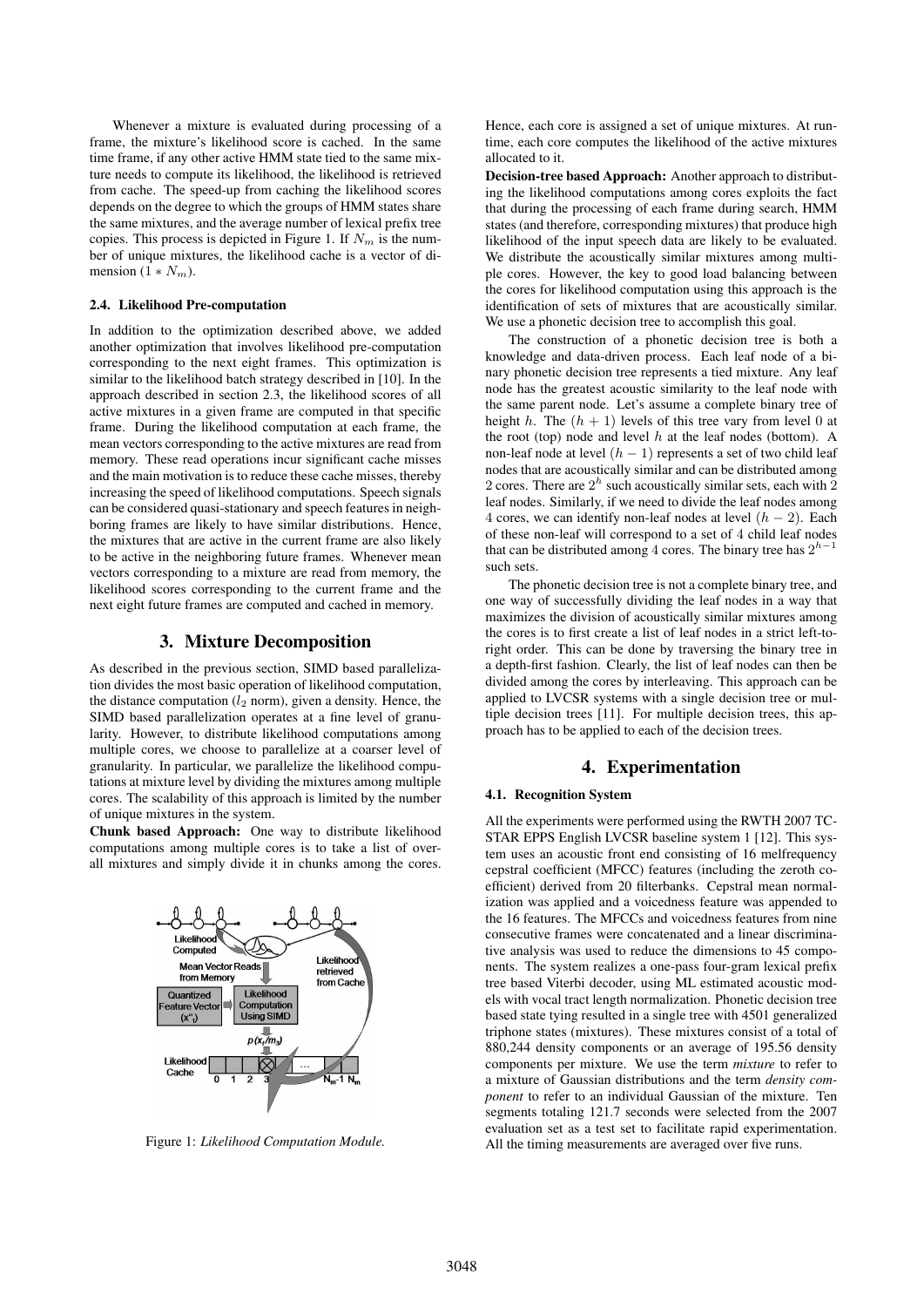Whenever a mixture is evaluated during processing of a frame, the mixture's likelihood score is cached. In the same time frame, if any other active HMM state tied to the same mixture needs to compute its likelihood, the likelihood is retrieved from cache. The speed-up from caching the likelihood scores depends on the degree to which the groups of HMM states share the same mixtures, and the average number of lexical prefix tree copies. This process is depicted in Figure 1. If $N_m$ is the number of unique mixtures, the likelihood cache is a vector of dimension $(1 * N_m)$.

### 2.4. Likelihood Pre-computation

In addition to the optimization described above, we added another optimization that involves likelihood pre-computation corresponding to the next eight frames. This optimization is similar to the likelihood batch strategy described in [10]. In the approach described in section 2.3, the likelihood scores of all active mixtures in a given frame are computed in that specific frame. During the likelihood computation at each frame, the mean vectors corresponding to the active mixtures are read from memory. These read operations incur significant cache misses and the main motivation is to reduce these cache misses, thereby increasing the speed of likelihood computations. Speech signals can be considered quasi-stationary and speech features in neighboring frames are likely to have similar distributions. Hence, the mixtures that are active in the current frame are also likely to be active in the neighboring future frames. Whenever mean vectors corresponding to a mixture are read from memory, the likelihood scores corresponding to the current frame and the next eight future frames are computed and cached in memory.

## 3. Mixture Decomposition

As described in the previous section, SIMD based parallelization divides the most basic operation of likelihood computation, the distance computation ($l_2$ norm), given a density. Hence, the SIMD based parallelization operates at a fine level of granularity. However, to distribute likelihood computations among multiple cores, we choose to parallelize at a coarser level of granularity. In particular, we parallelize the likelihood computations at mixture level by dividing the mixtures among multiple cores. The scalability of this approach is limited by the number of unique mixtures in the system.

**Chunk based Approach:** One way to distribute likelihood computations among multiple cores is to take a list of overall mixtures and simply divide it in chunks among the cores. Hence, each core is assigned a set of unique mixtures. At runtime, each core computes the likelihood of the active mixtures allocated to it.

Figure 1: *Likelihood Computation Module.*

**Decision-tree based Approach:** Another approach to distributing the likelihood computations among cores exploits the fact that during the processing of each frame during search, HMM states (and therefore, corresponding mixtures) that produce high likelihood of the input speech data are likely to be evaluated. We distribute the acoustically similar mixtures among multiple cores. However, the key to good load balancing between the cores for likelihood computation using this approach is the identification of sets of mixtures that are acoustically similar. We use a phonetic decision tree to accomplish this goal.

The construction of a phonetic decision tree is both a knowledge and data-driven process. Each leaf node of a binary phonetic decision tree represents a tied mixture. Any leaf node has the greatest acoustic similarity to the leaf node with the same parent node. Let's assume a complete binary tree of height $h$. The $(h + 1)$ levels of this tree vary from level 0 at the root (top) node and level $h$ at the leaf nodes (bottom). A non-leaf node at level $(h - 1)$ represents a set of two child leaf nodes that are acoustically similar and can be distributed among 2 cores. There are $2^h$ such acoustically similar sets, each with 2 leaf nodes. Similarly, if we need to divide the leaf nodes among 4 cores, we can identify non-leaf nodes at level $(h - 2)$. Each of these non-leaf will correspond to a set of 4 child leaf nodes that can be distributed among 4 cores. The binary tree has $2^{h-1}$ such sets.

The phonetic decision tree is not a complete binary tree, and one way of successfully dividing the leaf nodes in a way that maximizes the division of acoustically similar mixtures among the cores is to first create a list of leaf nodes in a strict left-to-right order. This can be done by traversing the binary tree in a depth-first fashion. Clearly, the list of leaf nodes can then be divided among the cores by interleaving. This approach can be applied to LVCSR systems with a single decision tree or multiple decision trees [11]. For multiple decision trees, this approach has to be applied to each of the decision trees.

## 4. Experimentation

### 4.1. Recognition System

All the experiments were performed using the RWTH 2007 TC-STAR EPPS English LVCSR baseline system 1 [12]. This system uses an acoustic front end consisting of 16 melfrequency cepstral coefficient (MFCC) features (including the zeroth coefficient) derived from 20 filterbanks. Cepstral mean normalization was applied and a voicedness feature was appended to the 16 features. The MFCCs and voicedness features from nine consecutive frames were concatenated and a linear discriminative analysis was used to reduce the dimensions to 45 components. The system realizes a one-pass four-gram lexical prefix tree based Viterbi decoder, using ML estimated acoustic models with vocal tract length normalization. Phonetic decision tree based state tying resulted in a single tree with 4501 generalized triphone states (mixtures). These mixtures consist of a total of 880,244 density components or an average of 195.56 density components per mixture. We use the term *mixture* to refer to a mixture of Gaussian distributions and the term *density component* to refer to an individual Gaussian of the mixture. Ten segments totaling 121.7 seconds were selected from the 2007 evaluation set as a test set to facilitate rapid experimentation. All the timing measurements are averaged over five runs.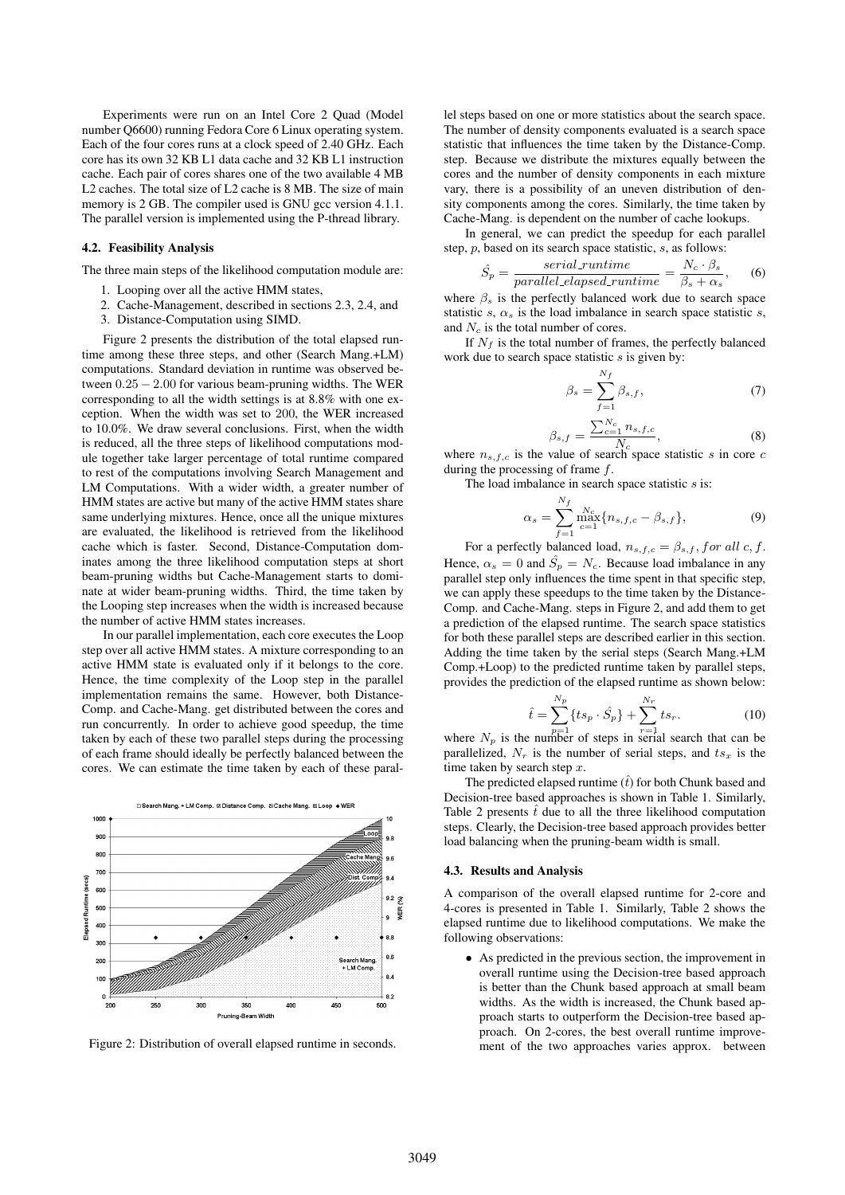Experiments were run on an Intel Core 2 Quad (Model number Q6600) running Fedora Core 6 Linux operating system. Each of the four cores runs at a clock speed of 2.40 GHz. Each core has its own 32 KB L1 data cache and 32 KB L1 instruction cache. Each pair of cores shares one of the two available 4 MB L2 caches. The total size of L2 cache is 8 MB. The size of main memory is 2 GB. The compiler used is GNU gcc version 4.1.1. The parallel version is implemented using the P-thread library.

### 4.2. Feasibility Analysis

The three main steps of the likelihood computation module are:

1. Looping over all the active HMM states,
2. Cache-Management, described in sections 2.3, 2.4, and
3. Distance-Computation using SIMD.

Figure 2 presents the distribution of the total elapsed runtime among these three steps, and other (Search Mang.+LM) computations. Standard deviation in runtime was observed between $0.25 - 2.00$ for various beam-pruning widths. The WER corresponding to all the width settings is at 8.8% with one exception. When the width was set to 200, the WER increased to 10.0%. We draw several conclusions. First, when the width is reduced, all the three steps of likelihood computations module together take larger percentage of total runtime compared to rest of the computations involving Search Management and LM Computations. With a wider width, a greater number of HMM states are active but many of the active HMM states share same underlying mixtures. Hence, once all the unique mixtures are evaluated, the likelihood is retrieved from the likelihood cache which is faster. Second, Distance-Computation dominates among the three likelihood computation steps at short beam-pruning widths but Cache-Management starts to dominate at wider beam-pruning widths. Third, the time taken by the Looping step increases when the width is increased because the number of active HMM states increases.

In our parallel implementation, each core executes the Loop step over all active HMM states. A mixture corresponding to an active HMM state is evaluated only if it belongs to the core. Hence, the time complexity of the Loop step in the parallel implementation remains the same. However, both Distance-Comp. and Cache-Mang. get distributed between the cores and run concurrently. In order to achieve good speedup, the time taken by each of these two parallel steps during the processing of each frame should ideally be perfectly balanced between the cores. We can estimate the time taken by each of these parallel steps based on one or more statistics about the search space. The number of density components evaluated is a search space statistic that influences the time taken by the Distance-Comp. step. Because we distribute the mixtures equally between the cores and the number of density components in each mixture vary, there is a possibility of an uneven distribution of density components among the cores. Similarly, the time taken by Cache-Mang. is dependent on the number of cache lookups.

Figure 2: Distribution of overall elapsed runtime in seconds.

In general, we can predict the speedup for each parallel step, $p$, based on its search space statistic, $s$, as follows:

$$\hat{S}_p = \frac{serial\_runtime}{parallel\_elapsed\_runtime} = \frac{N_c \cdot \beta_s}{\beta_s + \alpha_s}, \quad (6)$$

where $\beta_s$ is the perfectly balanced work due to search space statistic $s$, $\alpha_s$ is the load imbalance in search space statistic $s$, and $N_c$ is the total number of cores.

If $N_f$ is the total number of frames, the perfectly balanced work due to search space statistic $s$ is given by:

$$\beta_s = \sum_{f=1}^{N_f} \beta_{s,f}, \quad (7)$$

$$\beta_{s,f} = \frac{\sum_{c=1}^{N_c} n_{s,f,c}}{N_c}, \quad (8)$$

where $n_{s,f,c}$ is the value of search space statistic $s$ in core $c$ during the processing of frame $f$.

The load imbalance in search space statistic $s$ is:

$$\alpha_s = \sum_{f=1}^{N_f} \max_{c=1}^{N_c} \{n_{s,f,c} - \beta_{s,f}\}, \quad (9)$$

For a perfectly balanced load, $n_{s,f,c} = \beta_{s,f}, for\ all\ c, f$. Hence, $\alpha_s = 0$ and $\hat{S}_p = N_c$. Because load imbalance in any parallel step only influences the time spent in that specific step, we can apply these speedups to the time taken by the Distance-Comp. and Cache-Mang. steps in Figure 2, and add them to get a prediction of the elapsed runtime. The search space statistics for both these parallel steps are described earlier in this section. Adding the time taken by the serial steps (Search Mang.+LM Comp.+Loop) to the predicted runtime taken by parallel steps, provides the prediction of the elapsed runtime as shown below:

$$\hat{t} = \sum_{p=1}^{N_p} \{ts_p \cdot \hat{S}_p\} + \sum_{r=1}^{N_r} ts_r. \quad (10)$$

where $N_p$ is the number of steps in serial search that can be parallelized, $N_r$ is the number of serial steps, and $ts_x$ is the time taken by search step $x$.

The predicted elapsed runtime ($\hat{t}$) for both Chunk based and Decision-tree based approaches is shown in Table 1. Similarly, Table 2 presents $\hat{t}$ due to all the three likelihood computation steps. Clearly, the Decision-tree based approach provides better load balancing when the pruning-beam width is small.

### 4.3. Results and Analysis

A comparison of the overall elapsed runtime for 2-core and 4-cores is presented in Table 1. Similarly, Table 2 shows the elapsed runtime due to likelihood computations. We make the following observations:

- As predicted in the previous section, the improvement in overall runtime using the Decision-tree based approach is better than the Chunk based approach at small beam widths. As the width is increased, the Chunk based approach starts to outperform the Decision-tree based approach. On 2-cores, the best overall runtime improvement of the two approaches varies approx. between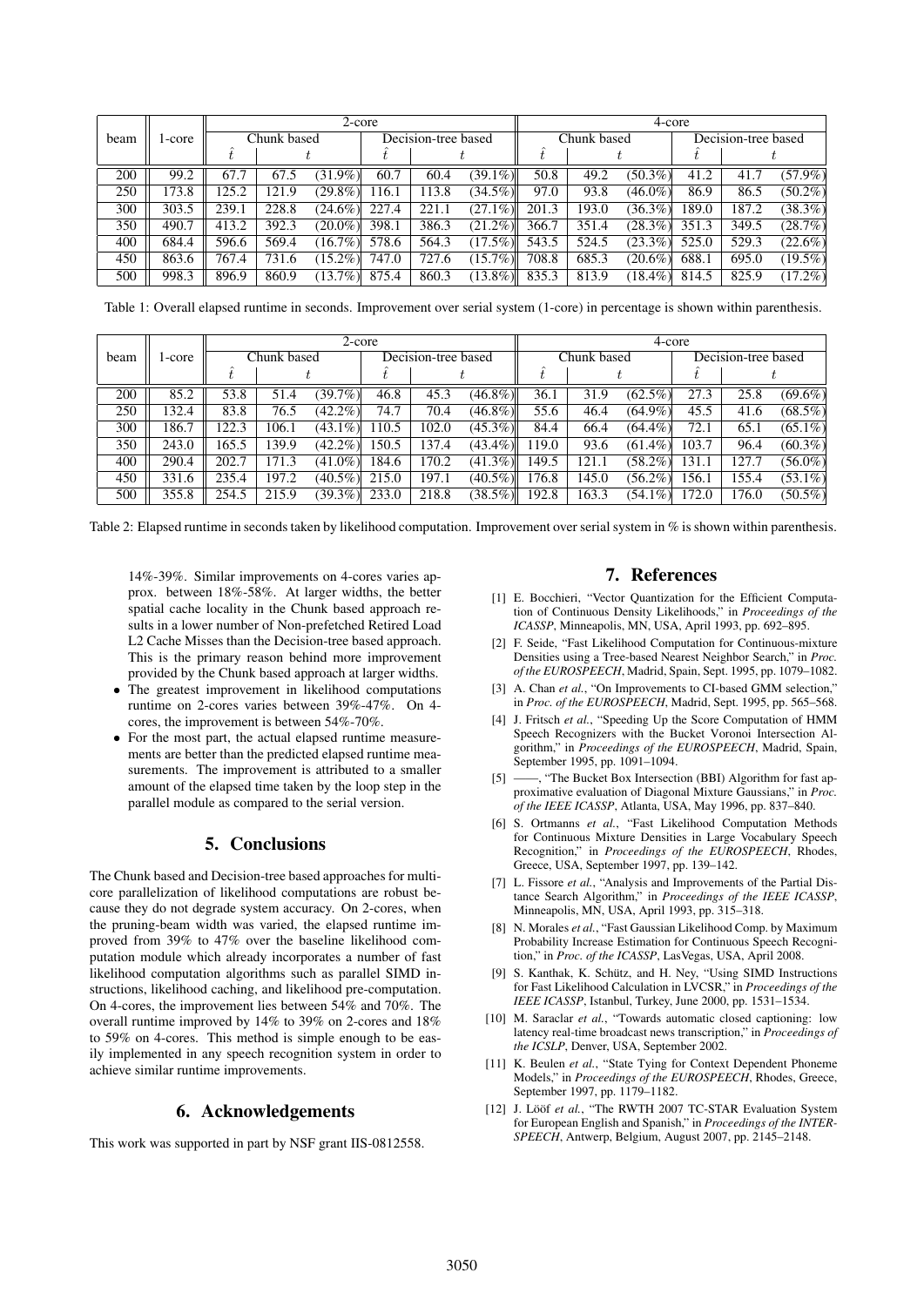| beam | 1-core | 2-core | | | | | | 4-core | | | | | |
|---|---|---|---|---|---|---|---|---|---|---|---|---|---|
| | | Chunk based | | | Decision-tree based | | | Chunk based | | | Decision-tree based | | |
| | | $\hat{t}$ | $t$ | | $\hat{t}$ | $t$ | | $\hat{t}$ | $t$ | | $\hat{t}$ | $t$ | |
| 200 | 99.2 | 67.7 | 67.5 | (31.9%) | 60.7 | 60.4 | (39.1%) | 50.8 | 49.2 | (50.3%) | 41.2 | 41.7 | (57.9%) |
| 250 | 173.8 | 125.2 | 121.9 | (29.8%) | 116.1 | 113.8 | (34.5%) | 97.0 | 93.8 | (46.0%) | 86.9 | 86.5 | (50.2%) |
| 300 | 303.5 | 239.1 | 228.8 | (24.6%) | 227.4 | 221.1 | (27.1%) | 201.3 | 193.0 | (36.3%) | 189.0 | 187.2 | (38.3%) |
| 350 | 490.7 | 413.2 | 392.3 | (20.0%) | 398.1 | 386.3 | (21.2%) | 366.7 | 351.4 | (28.3%) | 351.3 | 349.5 | (28.7%) |
| 400 | 684.4 | 596.6 | 569.4 | (16.7%) | 578.6 | 564.3 | (17.5%) | 543.5 | 524.5 | (23.3%) | 525.0 | 529.3 | (22.6%) |
| 450 | 863.6 | 767.4 | 731.6 | (15.2%) | 747.0 | 727.6 | (15.7%) | 708.8 | 685.3 | (20.6%) | 688.1 | 695.0 | (19.5%) |
| 500 | 998.3 | 896.9 | 860.9 | (13.7%) | 875.4 | 860.3 | (13.8%) | 835.3 | 813.9 | (18.4%) | 814.5 | 825.9 | (17.2%) |

Table 1: Overall elapsed runtime in seconds. Improvement over serial system (1-core) in percentage is shown within parenthesis.

| beam | 1-core | 2-core | | | | | | 4-core | | | | | |
|---|---|---|---|---|---|---|---|---|---|---|---|---|---|
| | | Chunk based | | | Decision-tree based | | | Chunk based | | | Decision-tree based | | |
| | | $\hat{t}$ | $t$ | | $\hat{t}$ | $t$ | | $\hat{t}$ | $t$ | | $\hat{t}$ | $t$ | |
| 200 | 85.2 | 53.8 | 51.4 | (39.7%) | 46.8 | 45.3 | (46.8%) | 36.1 | 31.9 | (62.5%) | 27.3 | 25.8 | (69.6%) |
| 250 | 132.4 | 83.8 | 76.5 | (42.2%) | 74.7 | 70.4 | (46.8%) | 55.6 | 46.4 | (64.9%) | 45.5 | 41.6 | (68.5%) |
| 300 | 186.7 | 122.3 | 106.1 | (43.1%) | 110.5 | 102.0 | (45.3%) | 84.4 | 66.4 | (64.4%) | 72.1 | 65.1 | (65.1%) |
| 350 | 243.0 | 165.5 | 139.9 | (42.2%) | 150.5 | 137.4 | (43.4%) | 119.0 | 93.6 | (61.4%) | 103.7 | 96.4 | (60.3%) |
| 400 | 290.4 | 202.7 | 171.3 | (41.0%) | 184.6 | 170.2 | (41.3%) | 149.5 | 121.1 | (58.2%) | 131.1 | 127.7 | (56.0%) |
| 450 | 331.6 | 235.4 | 197.2 | (40.5%) | 215.0 | 197.1 | (40.5%) | 176.8 | 145.0 | (56.2%) | 156.1 | 155.4 | (53.1%) |
| 500 | 355.8 | 254.5 | 215.9 | (39.3%) | 233.0 | 218.8 | (38.5%) | 192.8 | 163.3 | (54.1%) | 172.0 | 176.0 | (50.5%) |

Table 2: Elapsed runtime in seconds taken by likelihood computation. Improvement over serial system in % is shown within parenthesis.

14%-39%. Similar improvements on 4-cores varies approx. between 18%-58%. At larger widths, the better spatial cache locality in the Chunk based approach results in a lower number of Non-prefetched Retired Load L2 Cache Misses than the Decision-tree based approach. This is the primary reason behind more improvement provided by the Chunk based approach at larger widths.

- The greatest improvement in likelihood computations runtime on 2-cores varies between 39%-47%. On 4-cores, the improvement is between 54%-70%.
- For the most part, the actual elapsed runtime measurements are better than the predicted elapsed runtime measurements. The improvement is attributed to a smaller amount of the elapsed time taken by the loop step in the parallel module as compared to the serial version.

## 5. Conclusions

The Chunk based and Decision-tree based approaches for multi-core parallelization of likelihood computations are robust because they do not degrade system accuracy. On 2-cores, when the pruning-beam width was varied, the elapsed runtime improved from 39% to 47% over the baseline likelihood computation module which already incorporates a number of fast likelihood computation algorithms such as parallel SIMD instructions, likelihood caching, and likelihood pre-computation. On 4-cores, the improvement lies between 54% and 70%. The overall runtime improved by 14% to 39% on 2-cores and 18% to 59% on 4-cores. This method is simple enough to be easily implemented in any speech recognition system in order to achieve similar runtime improvements.

## 6. Acknowledgements

This work was supported in part by NSF grant IIS-0812558.

## 7. References

[1] E. Bocchieri, "Vector Quantization for the Efficient Computation of Continuous Density Likelihoods," in *Proceedings of the ICASSP*, Minneapolis, MN, USA, April 1993, pp. 692–895.

[2] F. Seide, "Fast Likelihood Computation for Continuous-mixture Densities using a Tree-based Nearest Neighbor Search," in *Proc. of the EUROSPEECH*, Madrid, Spain, Sept. 1995, pp. 1079–1082.

[3] A. Chan *et al.*, "On Improvements to CI-based GMM selection," in *Proc. of the EUROSPEECH*, Madrid, Sept. 1995, pp. 565–568.

[4] J. Fritsch *et al.*, "Speeding Up the Score Computation of HMM Speech Recognizers with the Bucket Voronoi Intersection Algorithm," in *Proceedings of the EUROSPEECH*, Madrid, Spain, September 1995, pp. 1091–1094.

[5] ——, "The Bucket Box Intersection (BBI) Algorithm for fast approximative evaluation of Diagonal Mixture Gaussians," in *Proc. of the IEEE ICASSP*, Atlanta, USA, May 1996, pp. 837–840.

[6] S. Ortmanns *et al.*, "Fast Likelihood Computation Methods for Continuous Mixture Densities in Large Vocabulary Speech Recognition," in *Proceedings of the EUROSPEECH*, Rhodes, Greece, USA, September 1997, pp. 139–142.

[7] L. Fissore *et al.*, "Analysis and Improvements of the Partial Distance Search Algorithm," in *Proceedings of the IEEE ICASSP*, Minneapolis, MN, USA, April 1993, pp. 315–318.

[8] N. Morales *et al.*, "Fast Gaussian Likelihood Comp. by Maximum Probability Increase Estimation for Continuous Speech Recognition," in *Proc. of the ICASSP*, LasVegas, USA, April 2008.

[9] S. Kanthak, K. Schütz, and H. Ney, "Using SIMD Instructions for Fast Likelihood Calculation in LVCSR," in *Proceedings of the IEEE ICASSP*, Istanbul, Turkey, June 2000, pp. 1531–1534.

[10] M. Saraclar *et al.*, "Towards automatic closed captioning: low latency real-time broadcast news transcription," in *Proceedings of the ICSLP*, Denver, USA, September 2002.

[11] K. Beulen *et al.*, "State Tying for Context Dependent Phoneme Models," in *Proceedings of the EUROSPEECH*, Rhodes, Greece, September 1997, pp. 1179–1182.

[12] J. Lööf *et al.*, "The RWTH 2007 TC-STAR Evaluation System for European English and Spanish," in *Proceedings of the INTERSPEECH*, Antwerp, Belgium, August 2007, pp. 2145–2148.